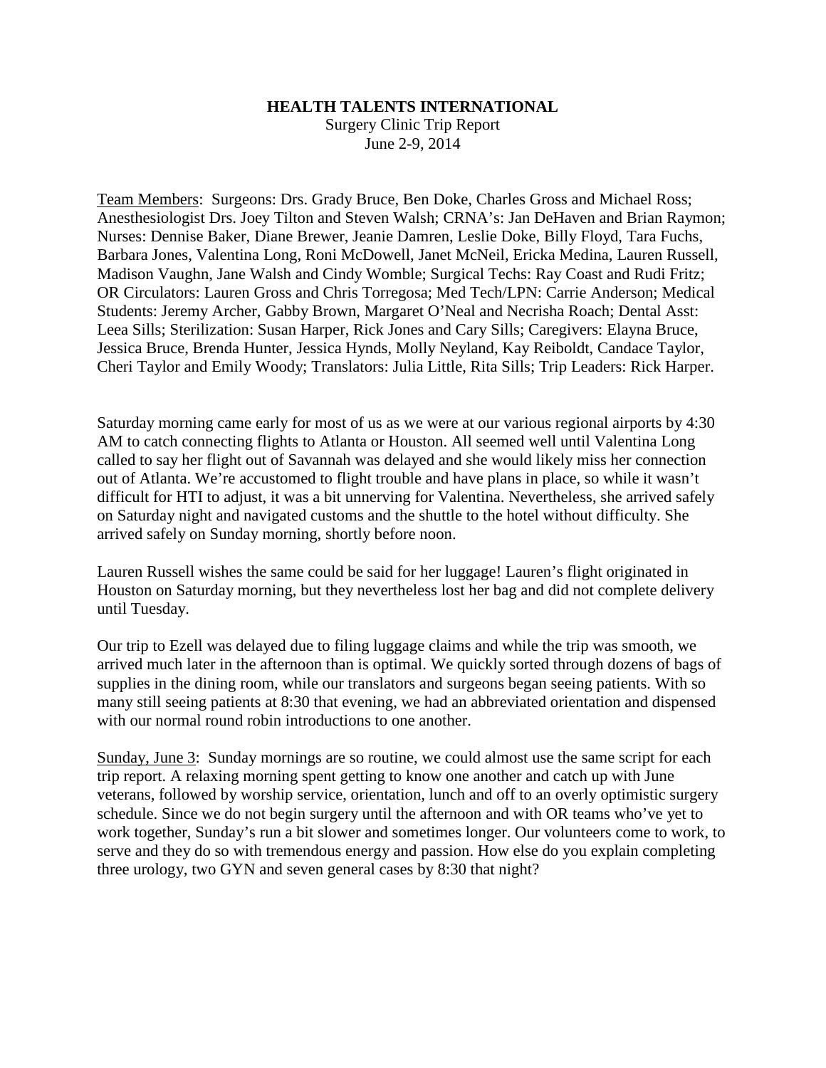**HEALTH TALENTS INTERNATIONAL**

Surgery Clinic Trip Report
June 2-9, 2014

Team Members: Surgeons: Drs. Grady Bruce, Ben Doke, Charles Gross and Michael Ross; Anesthesiologist Drs. Joey Tilton and Steven Walsh; CRNA's: Jan DeHaven and Brian Raymon; Nurses: Dennise Baker, Diane Brewer, Jeanie Damren, Leslie Doke, Billy Floyd, Tara Fuchs, Barbara Jones, Valentina Long, Roni McDowell, Janet McNeil, Ericka Medina, Lauren Russell, Madison Vaughn, Jane Walsh and Cindy Womble; Surgical Techs: Ray Coast and Rudi Fritz; OR Circulators: Lauren Gross and Chris Torregosa; Med Tech/LPN: Carrie Anderson; Medical Students: Jeremy Archer, Gabby Brown, Margaret O'Neal and Necrisha Roach; Dental Asst: Leea Sills; Sterilization: Susan Harper, Rick Jones and Cary Sills; Caregivers: Elayna Bruce, Jessica Bruce, Brenda Hunter, Jessica Hynds, Molly Neyland, Kay Reiboldt, Candace Taylor, Cheri Taylor and Emily Woody; Translators: Julia Little, Rita Sills; Trip Leaders: Rick Harper.

Saturday morning came early for most of us as we were at our various regional airports by 4:30 AM to catch connecting flights to Atlanta or Houston. All seemed well until Valentina Long called to say her flight out of Savannah was delayed and she would likely miss her connection out of Atlanta. We're accustomed to flight trouble and have plans in place, so while it wasn't difficult for HTI to adjust, it was a bit unnerving for Valentina. Nevertheless, she arrived safely on Saturday night and navigated customs and the shuttle to the hotel without difficulty. She arrived safely on Sunday morning, shortly before noon.

Lauren Russell wishes the same could be said for her luggage! Lauren's flight originated in Houston on Saturday morning, but they nevertheless lost her bag and did not complete delivery until Tuesday.

Our trip to Ezell was delayed due to filing luggage claims and while the trip was smooth, we arrived much later in the afternoon than is optimal. We quickly sorted through dozens of bags of supplies in the dining room, while our translators and surgeons began seeing patients. With so many still seeing patients at 8:30 that evening, we had an abbreviated orientation and dispensed with our normal round robin introductions to one another.

Sunday, June 3: Sunday mornings are so routine, we could almost use the same script for each trip report. A relaxing morning spent getting to know one another and catch up with June veterans, followed by worship service, orientation, lunch and off to an overly optimistic surgery schedule. Since we do not begin surgery until the afternoon and with OR teams who've yet to work together, Sunday's run a bit slower and sometimes longer. Our volunteers come to work, to serve and they do so with tremendous energy and passion. How else do you explain completing three urology, two GYN and seven general cases by 8:30 that night?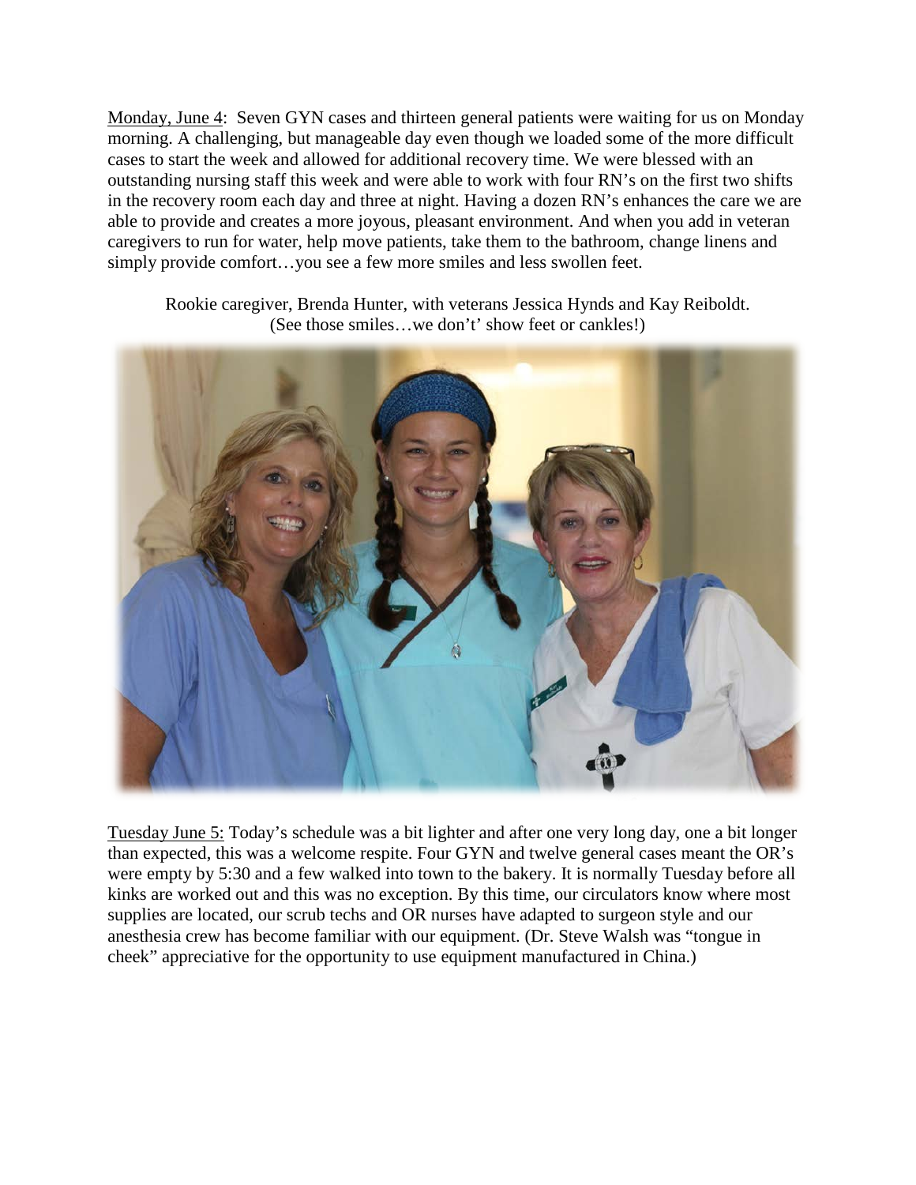<u>Monday, June 4</u>: Seven GYN cases and thirteen general patients were waiting for us on Monday morning. A challenging, but manageable day even though we loaded some of the more difficult cases to start the week and allowed for additional recovery time. We were blessed with an outstanding nursing staff this week and were able to work with four RN's on the first two shifts in the recovery room each day and three at night. Having a dozen RN's enhances the care we are able to provide and creates a more joyous, pleasant environment. And when you add in veteran caregivers to run for water, help move patients, take them to the bathroom, change linens and simply provide comfort…you see a few more smiles and less swollen feet.

Rookie caregiver, Brenda Hunter, with veterans Jessica Hynds and Kay Reiboldt. (See those smiles…we don't' show feet or cankles!)

<u>Tuesday June 5:</u> Today's schedule was a bit lighter and after one very long day, one a bit longer than expected, this was a welcome respite. Four GYN and twelve general cases meant the OR's were empty by 5:30 and a few walked into town to the bakery. It is normally Tuesday before all kinks are worked out and this was no exception. By this time, our circulators know where most supplies are located, our scrub techs and OR nurses have adapted to surgeon style and our anesthesia crew has become familiar with our equipment. (Dr. Steve Walsh was "tongue in cheek" appreciative for the opportunity to use equipment manufactured in China.)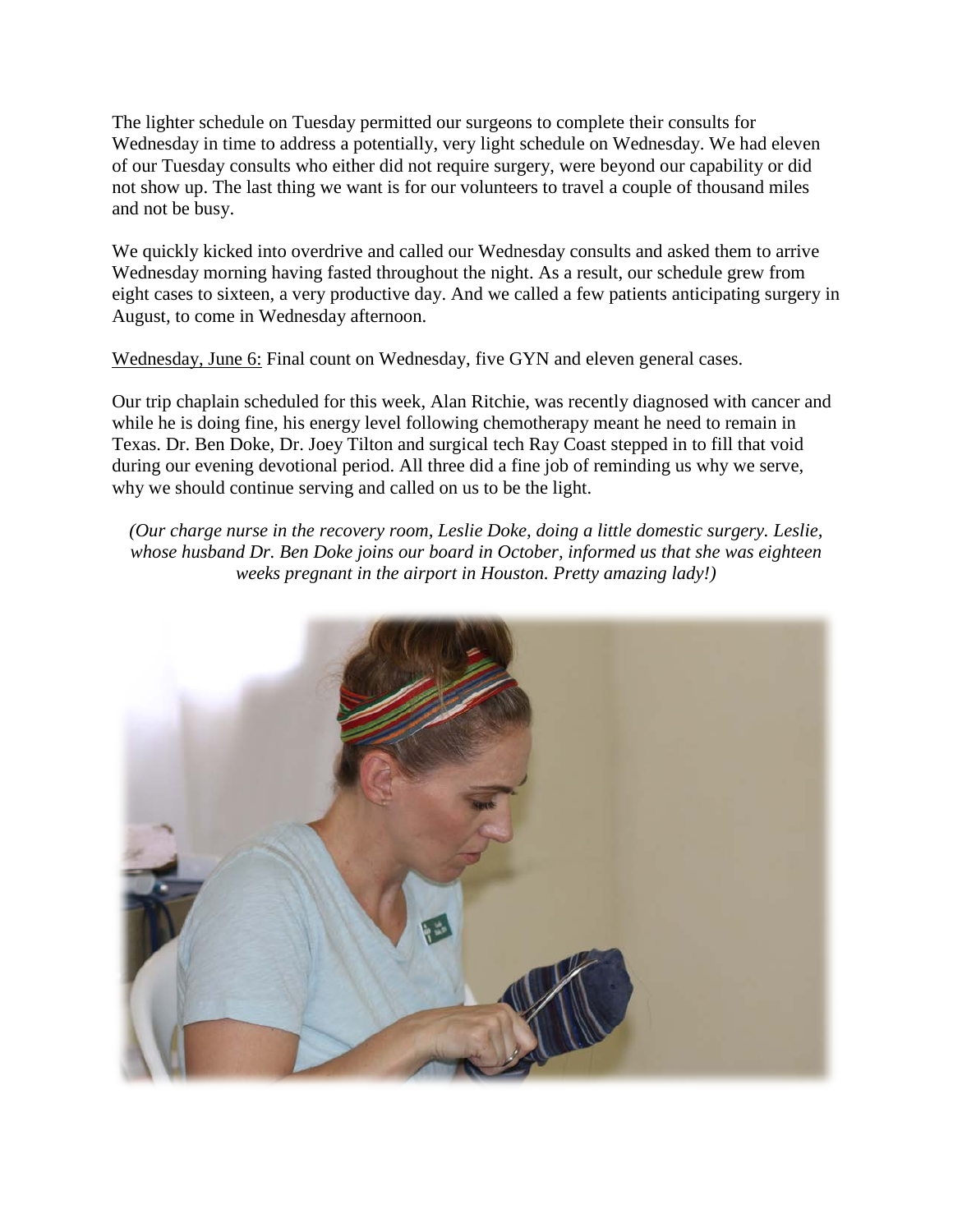The lighter schedule on Tuesday permitted our surgeons to complete their consults for Wednesday in time to address a potentially, very light schedule on Wednesday. We had eleven of our Tuesday consults who either did not require surgery, were beyond our capability or did not show up. The last thing we want is for our volunteers to travel a couple of thousand miles and not be busy.

We quickly kicked into overdrive and called our Wednesday consults and asked them to arrive Wednesday morning having fasted throughout the night. As a result, our schedule grew from eight cases to sixteen, a very productive day. And we called a few patients anticipating surgery in August, to come in Wednesday afternoon.

<u>Wednesday, June 6:</u> Final count on Wednesday, five GYN and eleven general cases.

Our trip chaplain scheduled for this week, Alan Ritchie, was recently diagnosed with cancer and while he is doing fine, his energy level following chemotherapy meant he need to remain in Texas. Dr. Ben Doke, Dr. Joey Tilton and surgical tech Ray Coast stepped in to fill that void during our evening devotional period. All three did a fine job of reminding us why we serve, why we should continue serving and called on us to be the light.

*(Our charge nurse in the recovery room, Leslie Doke, doing a little domestic surgery. Leslie, whose husband Dr. Ben Doke joins our board in October, informed us that she was eighteen weeks pregnant in the airport in Houston. Pretty amazing lady!)*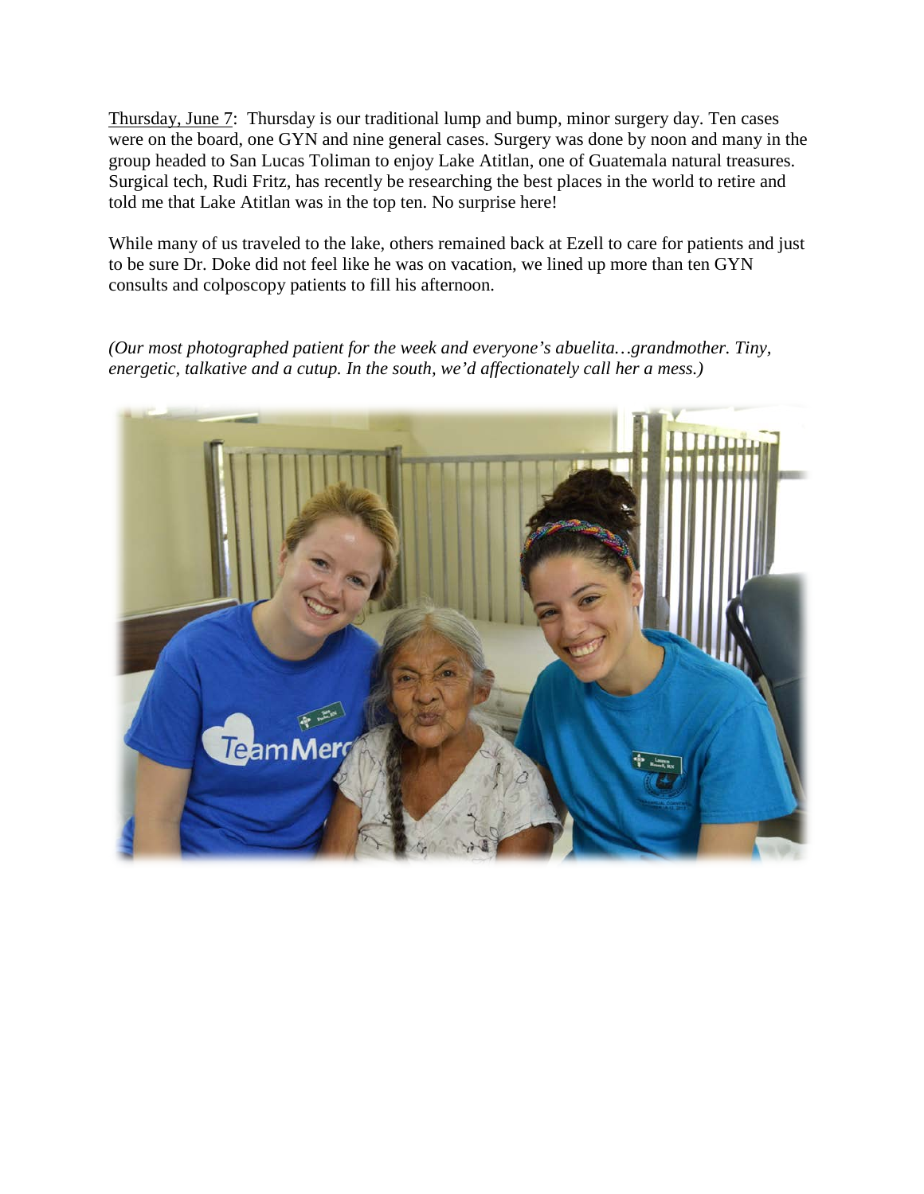Thursday, June 7: Thursday is our traditional lump and bump, minor surgery day. Ten cases were on the board, one GYN and nine general cases. Surgery was done by noon and many in the group headed to San Lucas Toliman to enjoy Lake Atitlan, one of Guatemala natural treasures. Surgical tech, Rudi Fritz, has recently be researching the best places in the world to retire and told me that Lake Atitlan was in the top ten. No surprise here!

While many of us traveled to the lake, others remained back at Ezell to care for patients and just to be sure Dr. Doke did not feel like he was on vacation, we lined up more than ten GYN consults and colposcopy patients to fill his afternoon.

*(Our most photographed patient for the week and everyone's abuelita…grandmother. Tiny, energetic, talkative and a cutup. In the south, we'd affectionately call her a mess.)*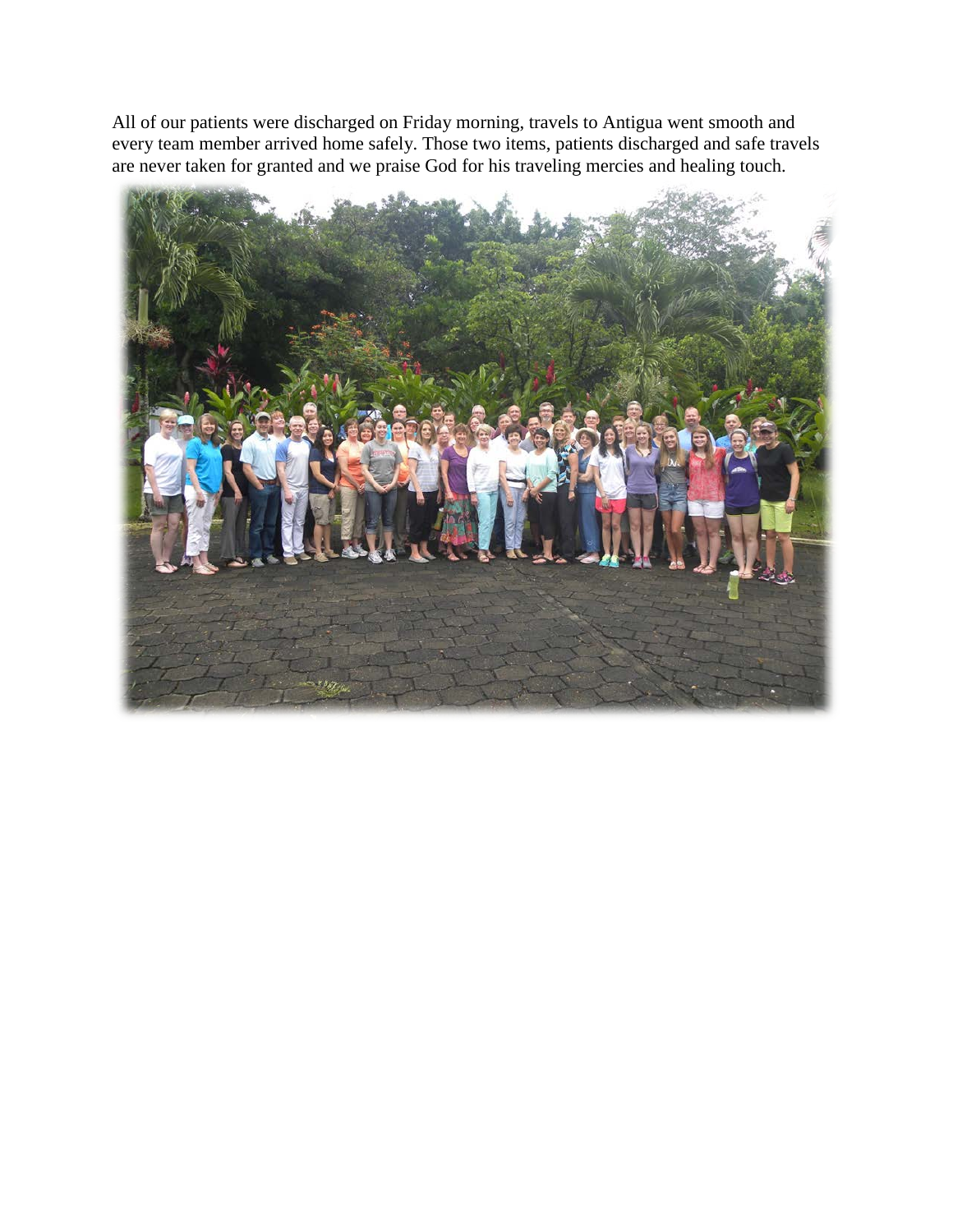All of our patients were discharged on Friday morning, travels to Antigua went smooth and every team member arrived home safely. Those two items, patients discharged and safe travels are never taken for granted and we praise God for his traveling mercies and healing touch.